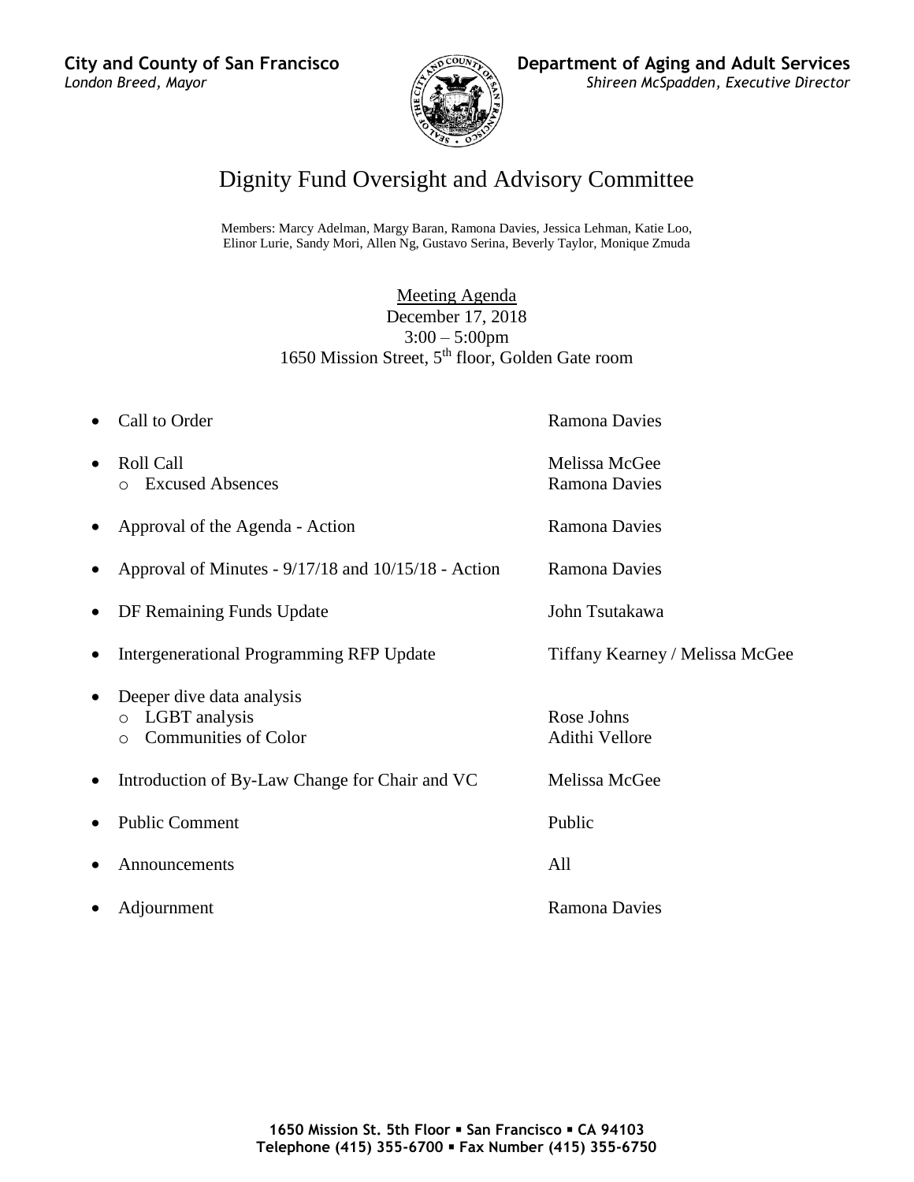**City and County of San Francisco**
*London Breed, Mayor*

**Department of Aging and Adult Services**
*Shireen McSpadden, Executive Director*

# Dignity Fund Oversight and Advisory Committee

Members: Marcy Adelman, Margy Baran, Ramona Davies, Jessica Lehman, Katie Loo, Elinor Lurie, Sandy Mori, Allen Ng, Gustavo Serina, Beverly Taylor, Monique Zmuda

Meeting Agenda
December 17, 2018
3:00 – 5:00pm
1650 Mission Street, 5th floor, Golden Gate room

- Call to Order — Ramona Davies
- Roll Call — Melissa McGee
  - Excused Absences — Ramona Davies
- Approval of the Agenda - Action — Ramona Davies
- Approval of Minutes - 9/17/18 and 10/15/18 - Action — Ramona Davies
- DF Remaining Funds Update — John Tsutakawa
- Intergenerational Programming RFP Update — Tiffany Kearney / Melissa McGee
- Deeper dive data analysis
  - LGBT analysis — Rose Johns
  - Communities of Color — Adithi Vellore
- Introduction of By-Law Change for Chair and VC — Melissa McGee
- Public Comment — Public
- Announcements — All
- Adjournment — Ramona Davies

**1650 Mission St. 5th Floor ▪ San Francisco ▪ CA 94103**
**Telephone (415) 355-6700 ▪ Fax Number (415) 355-6750**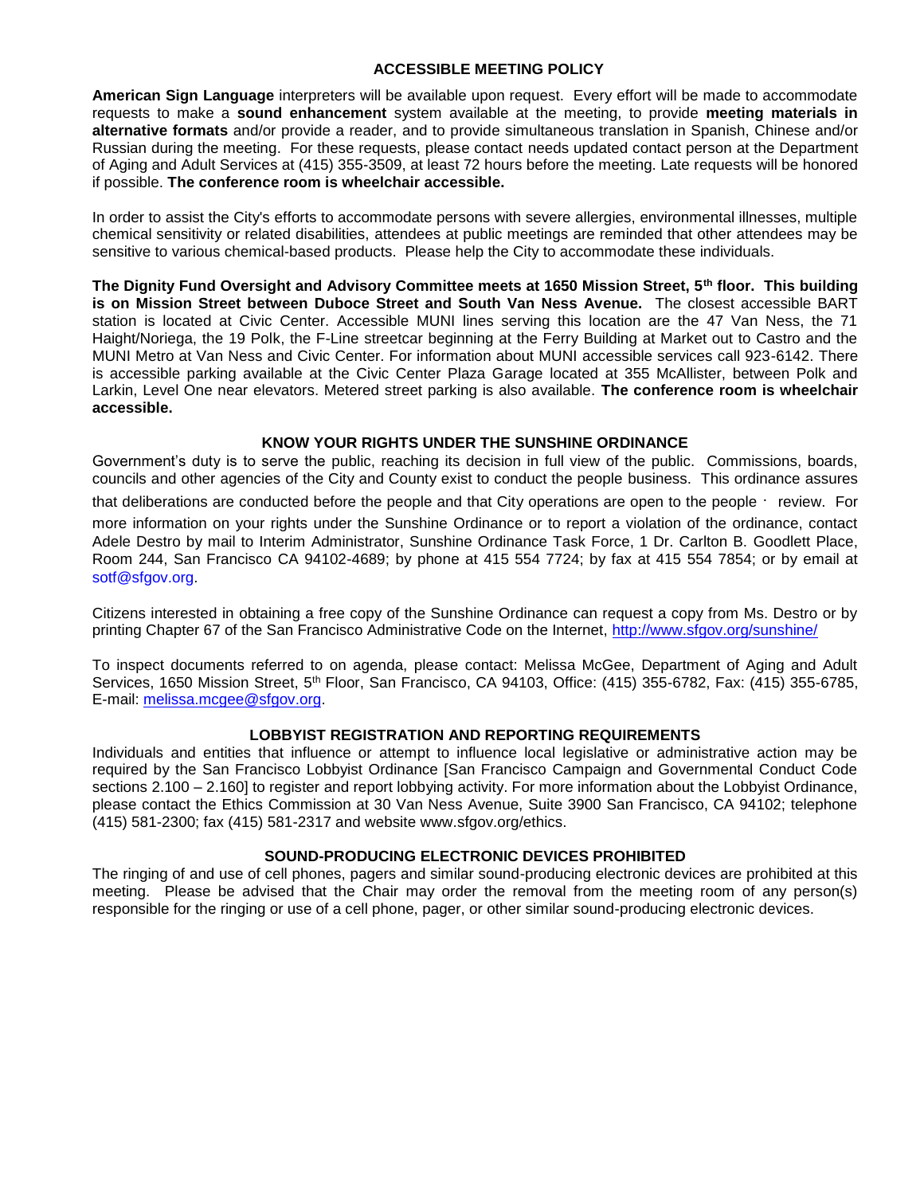## ACCESSIBLE MEETING POLICY

**American Sign Language** interpreters will be available upon request. Every effort will be made to accommodate requests to make a **sound enhancement** system available at the meeting, to provide **meeting materials in alternative formats** and/or provide a reader, and to provide simultaneous translation in Spanish, Chinese and/or Russian during the meeting. For these requests, please contact needs updated contact person at the Department of Aging and Adult Services at (415) 355-3509, at least 72 hours before the meeting. Late requests will be honored if possible. **The conference room is wheelchair accessible.**

In order to assist the City's efforts to accommodate persons with severe allergies, environmental illnesses, multiple chemical sensitivity or related disabilities, attendees at public meetings are reminded that other attendees may be sensitive to various chemical-based products. Please help the City to accommodate these individuals.

**The Dignity Fund Oversight and Advisory Committee meets at 1650 Mission Street, 5th floor. This building is on Mission Street between Duboce Street and South Van Ness Avenue.** The closest accessible BART station is located at Civic Center. Accessible MUNI lines serving this location are the 47 Van Ness, the 71 Haight/Noriega, the 19 Polk, the F-Line streetcar beginning at the Ferry Building at Market out to Castro and the MUNI Metro at Van Ness and Civic Center. For information about MUNI accessible services call 923-6142. There is accessible parking available at the Civic Center Plaza Garage located at 355 McAllister, between Polk and Larkin, Level One near elevators. Metered street parking is also available. **The conference room is wheelchair accessible.**

## KNOW YOUR RIGHTS UNDER THE SUNSHINE ORDINANCE

Government's duty is to serve the public, reaching its decision in full view of the public. Commissions, boards, councils and other agencies of the City and County exist to conduct the people business. This ordinance assures that deliberations are conducted before the people and that City operations are open to the people · review. For more information on your rights under the Sunshine Ordinance or to report a violation of the ordinance, contact Adele Destro by mail to Interim Administrator, Sunshine Ordinance Task Force, 1 Dr. Carlton B. Goodlett Place, Room 244, San Francisco CA 94102-4689; by phone at 415 554 7724; by fax at 415 554 7854; or by email at sotf@sfgov.org.

Citizens interested in obtaining a free copy of the Sunshine Ordinance can request a copy from Ms. Destro or by printing Chapter 67 of the San Francisco Administrative Code on the Internet, http://www.sfgov.org/sunshine/

To inspect documents referred to on agenda, please contact: Melissa McGee, Department of Aging and Adult Services, 1650 Mission Street, 5th Floor, San Francisco, CA 94103, Office: (415) 355-6782, Fax: (415) 355-6785, E-mail: melissa.mcgee@sfgov.org.

## LOBBYIST REGISTRATION AND REPORTING REQUIREMENTS

Individuals and entities that influence or attempt to influence local legislative or administrative action may be required by the San Francisco Lobbyist Ordinance [San Francisco Campaign and Governmental Conduct Code sections 2.100 – 2.160] to register and report lobbying activity. For more information about the Lobbyist Ordinance, please contact the Ethics Commission at 30 Van Ness Avenue, Suite 3900 San Francisco, CA 94102; telephone (415) 581-2300; fax (415) 581-2317 and website www.sfgov.org/ethics.

## SOUND-PRODUCING ELECTRONIC DEVICES PROHIBITED

The ringing of and use of cell phones, pagers and similar sound-producing electronic devices are prohibited at this meeting. Please be advised that the Chair may order the removal from the meeting room of any person(s) responsible for the ringing or use of a cell phone, pager, or other similar sound-producing electronic devices.